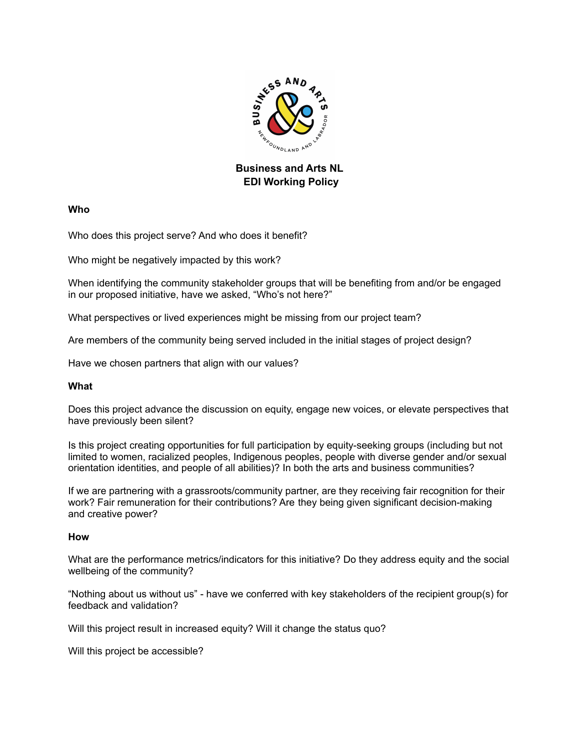# Business and Arts NL
# EDI Working Policy

### Who

Who does this project serve? And who does it benefit?

Who might be negatively impacted by this work?

When identifying the community stakeholder groups that will be benefiting from and/or be engaged in our proposed initiative, have we asked, "Who's not here?"

What perspectives or lived experiences might be missing from our project team?

Are members of the community being served included in the initial stages of project design?

Have we chosen partners that align with our values?

### What

Does this project advance the discussion on equity, engage new voices, or elevate perspectives that have previously been silent?

Is this project creating opportunities for full participation by equity-seeking groups (including but not limited to women, racialized peoples, Indigenous peoples, people with diverse gender and/or sexual orientation identities, and people of all abilities)? In both the arts and business communities?

If we are partnering with a grassroots/community partner, are they receiving fair recognition for their work? Fair remuneration for their contributions? Are they being given significant decision-making and creative power?

### How

What are the performance metrics/indicators for this initiative? Do they address equity and the social wellbeing of the community?

"Nothing about us without us" - have we conferred with key stakeholders of the recipient group(s) for feedback and validation?

Will this project result in increased equity? Will it change the status quo?

Will this project be accessible?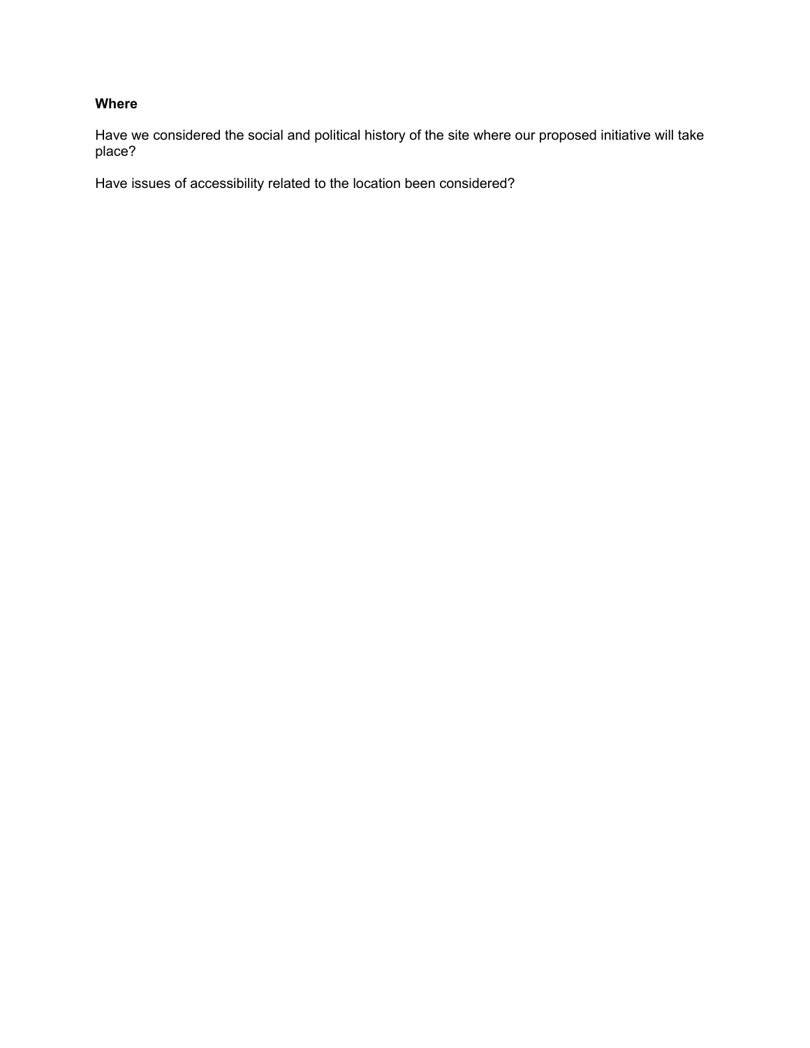**Where**

Have we considered the social and political history of the site where our proposed initiative will take place?

Have issues of accessibility related to the location been considered?